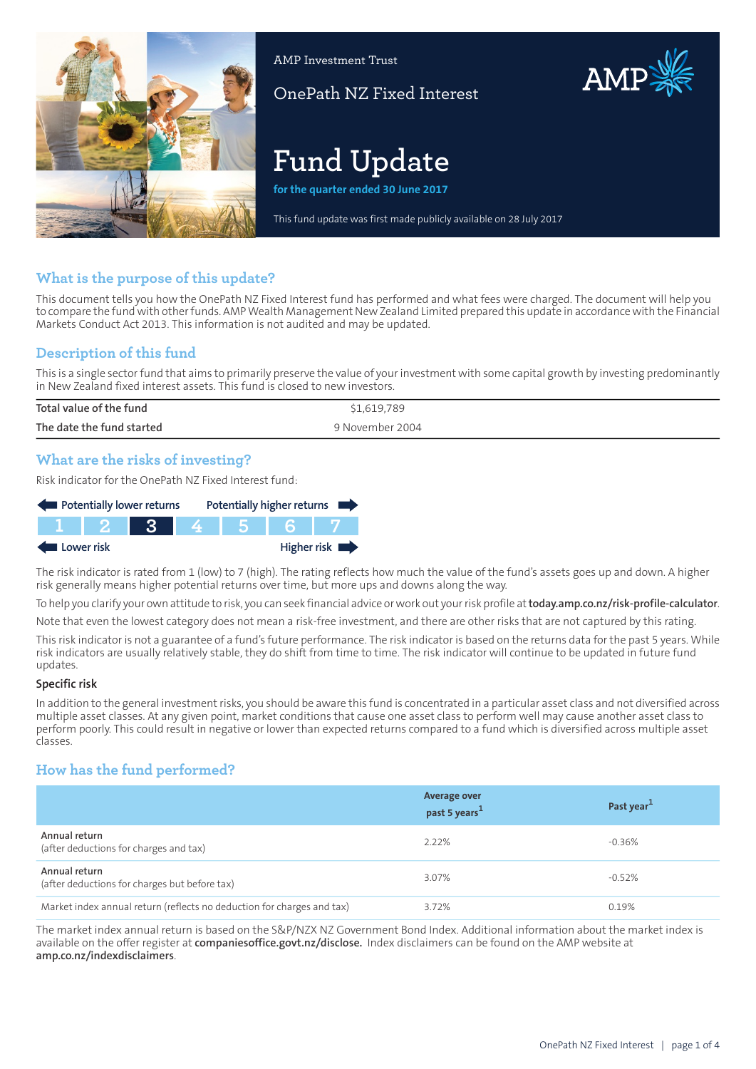AMP Investment Trust

OnePath NZ Fixed Interest

# Fund Update

**for the quarter ended 30 June 2017**

This fund update was first made publicly available on 28 July 2017

## What is the purpose of this update?

This document tells you how the OnePath NZ Fixed Interest fund has performed and what fees were charged. The document will help you to compare the fund with other funds. AMP Wealth Management New Zealand Limited prepared this update in accordance with the Financial Markets Conduct Act 2013. This information is not audited and may be updated.

## Description of this fund

This is a single sector fund that aims to primarily preserve the value of your investment with some capital growth by investing predominantly in New Zealand fixed interest assets. This fund is closed to new investors.

| | |
|---|---|
| Total value of the fund | $1,619,789 |
| The date the fund started | 9 November 2004 |

## What are the risks of investing?

Risk indicator for the OnePath NZ Fixed Interest fund:

Potentially lower returns ← → Potentially higher returns

| 1 | 2 | **3** | 4 | 5 | 6 | 7 |
|---|---|---|---|---|---|---|

Lower risk ← → Higher risk

The risk indicator is rated from 1 (low) to 7 (high). The rating reflects how much the value of the fund's assets goes up and down. A higher risk generally means higher potential returns over time, but more ups and downs along the way.

To help you clarify your own attitude to risk, you can seek financial advice or work out your risk profile at **today.amp.co.nz/risk-profile-calculator**.

Note that even the lowest category does not mean a risk-free investment, and there are other risks that are not captured by this rating.

This risk indicator is not a guarantee of a fund's future performance. The risk indicator is based on the returns data for the past 5 years. While risk indicators are usually relatively stable, they do shift from time to time. The risk indicator will continue to be updated in future fund updates.

### Specific risk

In addition to the general investment risks, you should be aware this fund is concentrated in a particular asset class and not diversified across multiple asset classes. At any given point, market conditions that cause one asset class to perform well may cause another asset class to perform poorly. This could result in negative or lower than expected returns compared to a fund which is diversified across multiple asset classes.

## How has the fund performed?

| | Average over past 5 years[1] | Past year[1] |
|---|---|---|
| Annual return (after deductions for charges and tax) | 2.22% | -0.36% |
| Annual return (after deductions for charges but before tax) | 3.07% | -0.52% |
| Market index annual return (reflects no deduction for charges and tax) | 3.72% | 0.19% |

The market index annual return is based on the S&P/NZX NZ Government Bond Index. Additional information about the market index is available on the offer register at **companiesoffice.govt.nz/disclose.** Index disclaimers can be found on the AMP website at **amp.co.nz/indexdisclaimers**.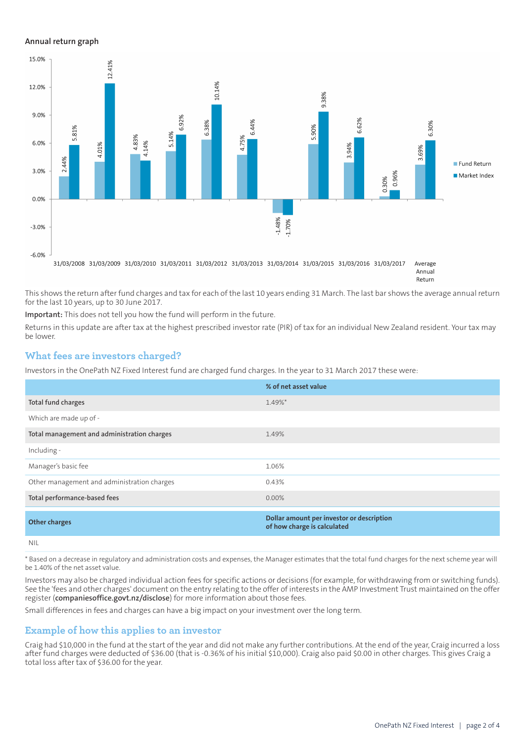### Annual return graph

| | Fund Return | Market Index |
|---|---|---|
| 31/03/2008 | 2.44% | 5.81% |
| 31/03/2009 | 4.01% | 12.41% |
| 31/03/2010 | 4.83% | 4.14% |
| 31/03/2011 | 5.14% | 6.92% |
| 31/03/2012 | 6.38% | 10.14% |
| 31/03/2013 | 4.75% | 6.44% |
| 31/03/2014 | -1.48% | -1.70% |
| 31/03/2015 | 5.90% | 9.38% |
| 31/03/2016 | 3.94% | 6.62% |
| 31/03/2017 | 0.30% | 0.96% |
| Average Annual Return | 3.69% | 6.30% |

This shows the return after fund charges and tax for each of the last 10 years ending 31 March. The last bar shows the average annual return for the last 10 years, up to 30 June 2017.

**Important:** This does not tell you how the fund will perform in the future.

Returns in this update are after tax at the highest prescribed investor rate (PIR) of tax for an individual New Zealand resident. Your tax may be lower.

## What fees are investors charged?

Investors in the OnePath NZ Fixed Interest fund are charged fund charges. In the year to 31 March 2017 these were:

| | % of net asset value |
|---|---|
| **Total fund charges** | 1.49%* |
| Which are made up of - | |
| **Total management and administration charges** | 1.49% |
| Including - | |
| Manager's basic fee | 1.06% |
| Other management and administration charges | 0.43% |
| **Total performance-based fees** | 0.00% |
| **Other charges** | **Dollar amount per investor or description of how charge is calculated** |
| NIL | |

* Based on a decrease in regulatory and administration costs and expenses, the Manager estimates that the total fund charges for the next scheme year will be 1.40% of the net asset value.

Investors may also be charged individual action fees for specific actions or decisions (for example, for withdrawing from or switching funds). See the 'fees and other charges' document on the entry relating to the offer of interests in the AMP Investment Trust maintained on the offer register (**companiesoffice.govt.nz/disclose**) for more information about those fees.

Small differences in fees and charges can have a big impact on your investment over the long term.

## Example of how this applies to an investor

Craig had $10,000 in the fund at the start of the year and did not make any further contributions. At the end of the year, Craig incurred a loss after fund charges were deducted of $36.00 (that is -0.36% of his initial $10,000). Craig also paid $0.00 in other charges. This gives Craig a total loss after tax of $36.00 for the year.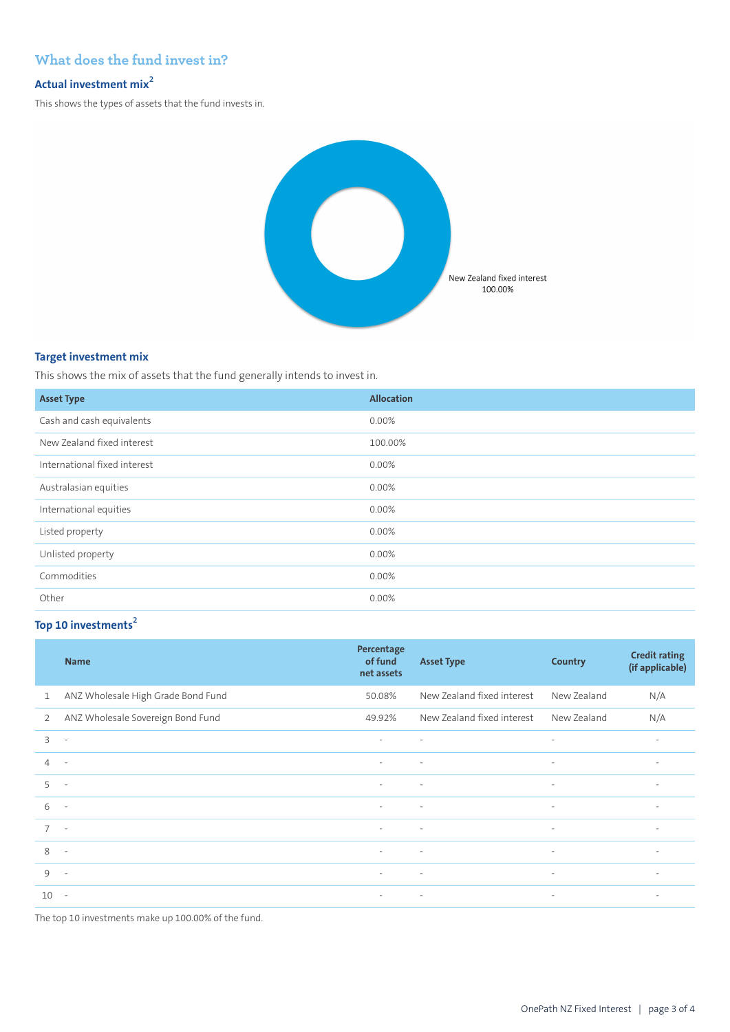## What does the fund invest in?

### Actual investment mix[2]

This shows the types of assets that the fund invests in.

New Zealand fixed interest 100.00%

### Target investment mix

This shows the mix of assets that the fund generally intends to invest in.

| Asset Type | Allocation |
|---|---|
| Cash and cash equivalents | 0.00% |
| New Zealand fixed interest | 100.00% |
| International fixed interest | 0.00% |
| Australasian equities | 0.00% |
| International equities | 0.00% |
| Listed property | 0.00% |
| Unlisted property | 0.00% |
| Commodities | 0.00% |
| Other | 0.00% |

### Top 10 investments[2]

| | Name | Percentage of fund net assets | Asset Type | Country | Credit rating (if applicable) |
|---|---|---|---|---|---|
| 1 | ANZ Wholesale High Grade Bond Fund | 50.08% | New Zealand fixed interest | New Zealand | N/A |
| 2 | ANZ Wholesale Sovereign Bond Fund | 49.92% | New Zealand fixed interest | New Zealand | N/A |
| 3 | - | - | - | - | - |
| 4 | - | - | - | - | - |
| 5 | - | - | - | - | - |
| 6 | - | - | - | - | - |
| 7 | - | - | - | - | - |
| 8 | - | - | - | - | - |
| 9 | - | - | - | - | - |
| 10 | - | - | - | - | - |

The top 10 investments make up 100.00% of the fund.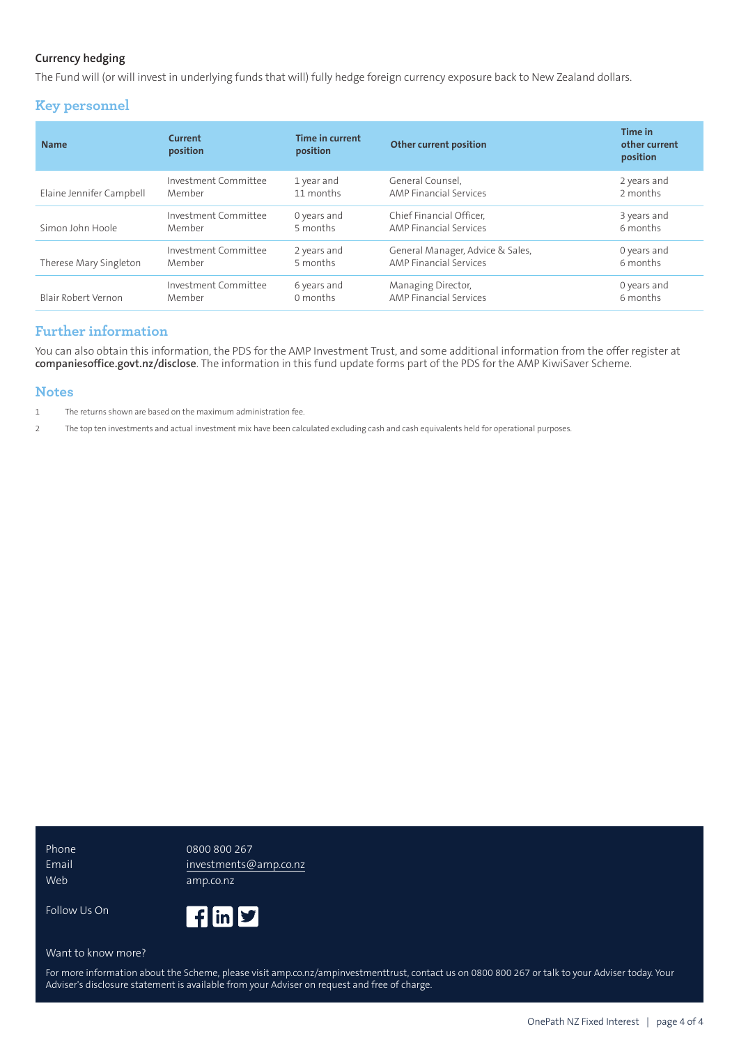**Currency hedging**

The Fund will (or will invest in underlying funds that will) fully hedge foreign currency exposure back to New Zealand dollars.

## Key personnel

| Name | Current position | Time in current position | Other current position | Time in other current position |
| --- | --- | --- | --- | --- |
| Elaine Jennifer Campbell | Investment Committee Member | 1 year and 11 months | General Counsel, AMP Financial Services | 2 years and 2 months |
| Simon John Hoole | Investment Committee Member | 0 years and 5 months | Chief Financial Officer, AMP Financial Services | 3 years and 6 months |
| Therese Mary Singleton | Investment Committee Member | 2 years and 5 months | General Manager, Advice & Sales, AMP Financial Services | 0 years and 6 months |
| Blair Robert Vernon | Investment Committee Member | 6 years and 0 months | Managing Director, AMP Financial Services | 0 years and 6 months |

## Further information

You can also obtain this information, the PDS for the AMP Investment Trust, and some additional information from the offer register at **companiesoffice.govt.nz/disclose**. The information in this fund update forms part of the PDS for the AMP KiwiSaver Scheme.

## Notes

1 The returns shown are based on the maximum administration fee.

2 The top ten investments and actual investment mix have been calculated excluding cash and cash equivalents held for operational purposes.

Phone 0800 800 267
Email investments@amp.co.nz
Web amp.co.nz

Follow Us On

Want to know more?

For more information about the Scheme, please visit amp.co.nz/ampinvestmenttrust, contact us on 0800 800 267 or talk to your Adviser today. Your Adviser's disclosure statement is available from your Adviser on request and free of charge.